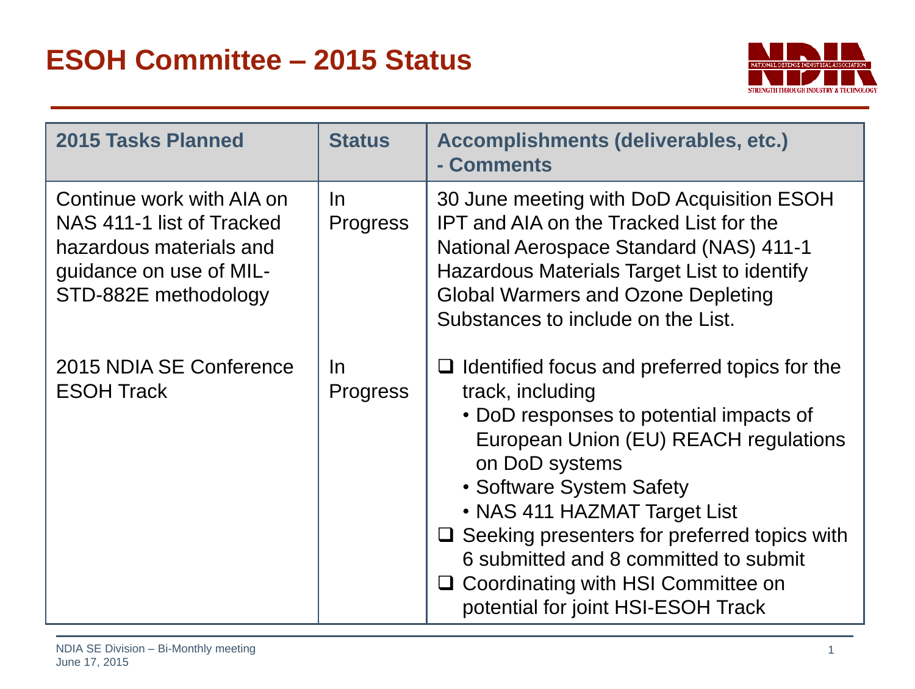# ESOH Committee – 2015 Status

| 2015 Tasks Planned | Status | Accomplishments (deliverables, etc.) - Comments |
|---|---|---|
| Continue work with AIA on NAS 411-1 list of Tracked hazardous materials and guidance on use of MIL-STD-882E methodology | In Progress | 30 June meeting with DoD Acquisition ESOH IPT and AIA on the Tracked List for the National Aerospace Standard (NAS) 411-1 Hazardous Materials Target List to identify Global Warmers and Ozone Depleting Substances to include on the List. |
| 2015 NDIA SE Conference ESOH Track | In Progress | ❑ Identified focus and preferred topics for the track, including<br>• DoD responses to potential impacts of European Union (EU) REACH regulations on DoD systems<br>• Software System Safety<br>• NAS 411 HAZMAT Target List<br>❑ Seeking presenters for preferred topics with 6 submitted and 8 committed to submit<br>❑ Coordinating with HSI Committee on potential for joint HSI-ESOH Track |

NDIA SE Division – Bi-Monthly meeting
June 17, 2015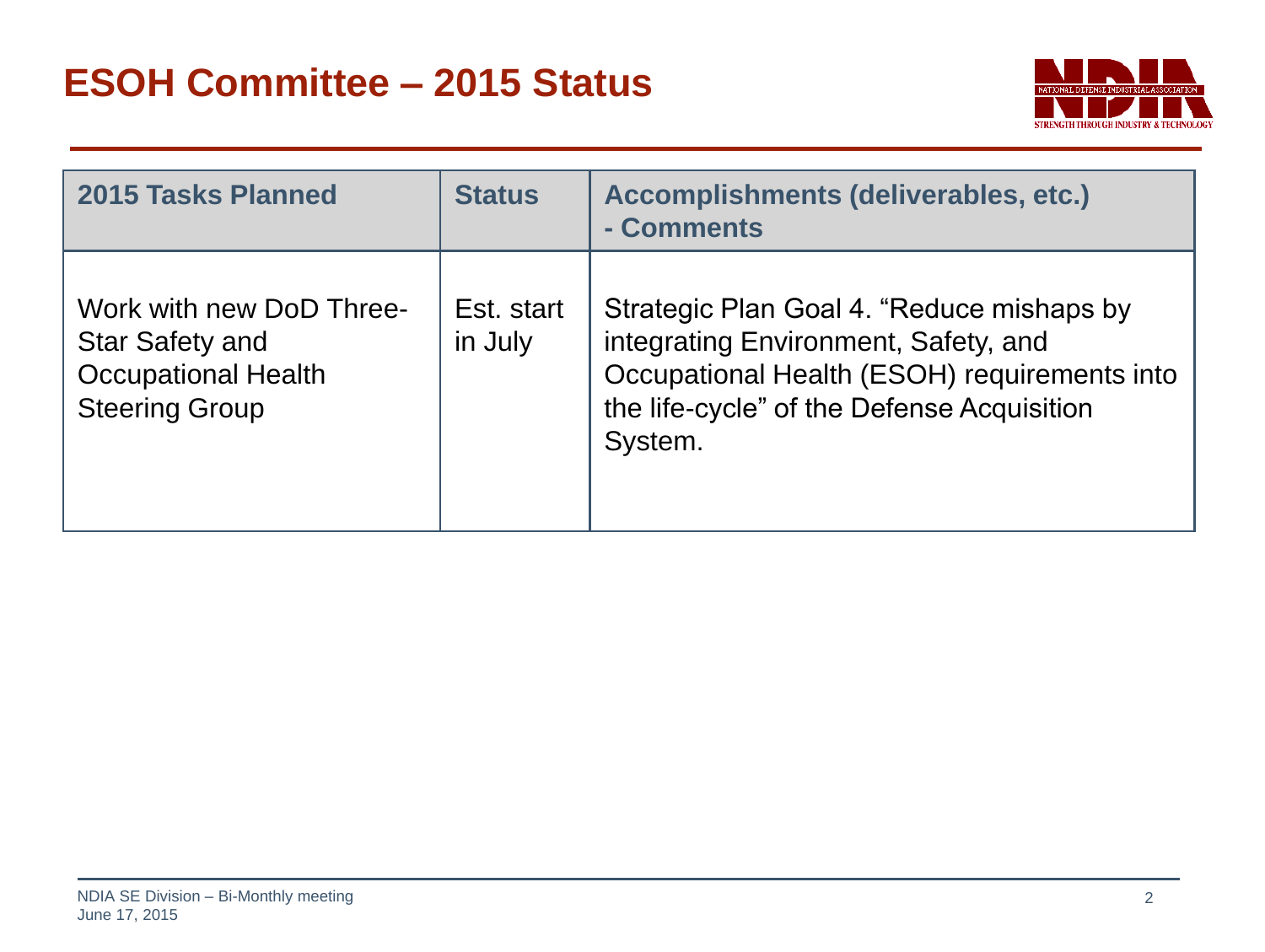# ESOH Committee – 2015 Status

| 2015 Tasks Planned | Status | Accomplishments (deliverables, etc.) - Comments |
|---|---|---|
| Work with new DoD Three-Star Safety and Occupational Health Steering Group | Est. start in July | Strategic Plan Goal 4. "Reduce mishaps by integrating Environment, Safety, and Occupational Health (ESOH) requirements into the life-cycle" of the Defense Acquisition System. |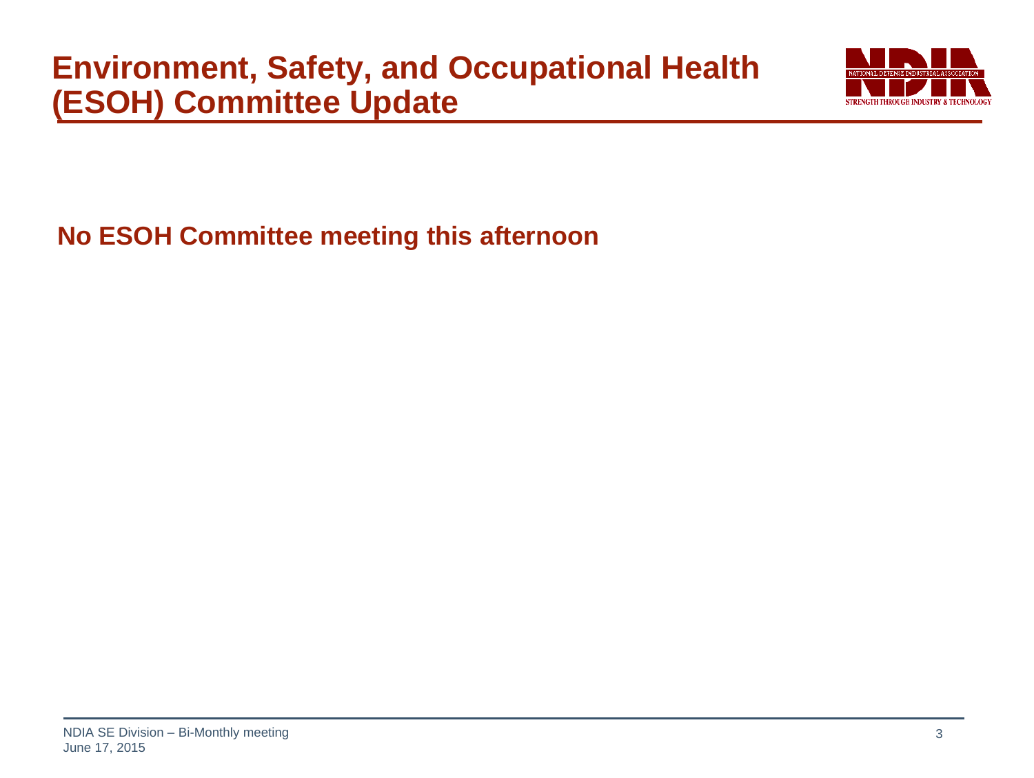# Environment, Safety, and Occupational Health (ESOH) Committee Update

**No ESOH Committee meeting this afternoon**